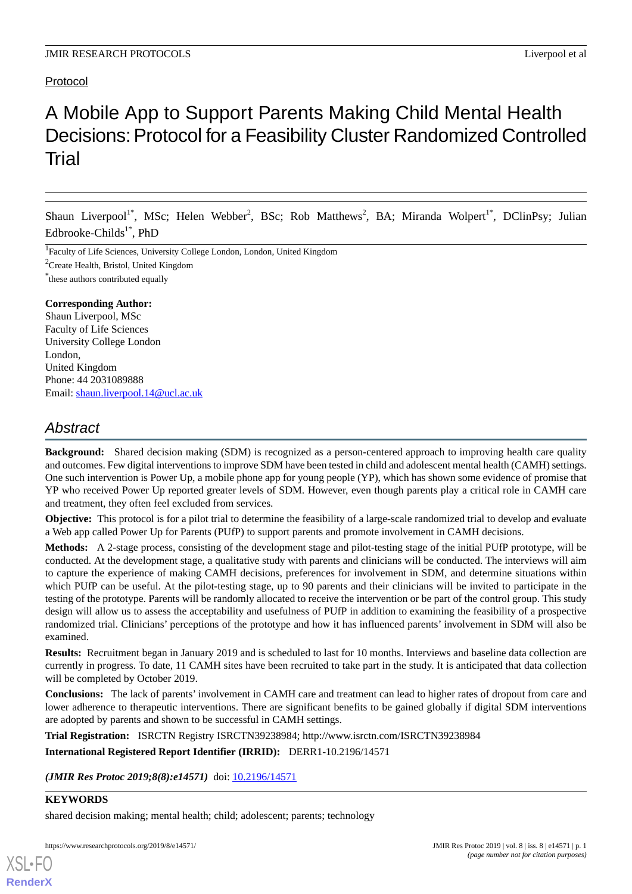Protocol

# A Mobile App to Support Parents Making Child Mental Health Decisions: Protocol for a Feasibility Cluster Randomized Controlled Trial

Shaun Liverpool[1*], MSc; Helen Webber[2], BSc; Rob Matthews[2], BA; Miranda Wolpert[1*], DClinPsy; Julian Edbrooke-Childs[1*], PhD

[1]Faculty of Life Sciences, University College London, London, United Kingdom

[2]Create Health, Bristol, United Kingdom

[*]these authors contributed equally

**Corresponding Author:**
Shaun Liverpool, MSc
Faculty of Life Sciences
University College London
London,
United Kingdom
Phone: 44 2031089888
Email: shaun.liverpool.14@ucl.ac.uk

## *Abstract*

**Background:** Shared decision making (SDM) is recognized as a person-centered approach to improving health care quality and outcomes. Few digital interventions to improve SDM have been tested in child and adolescent mental health (CAMH) settings. One such intervention is Power Up, a mobile phone app for young people (YP), which has shown some evidence of promise that YP who received Power Up reported greater levels of SDM. However, even though parents play a critical role in CAMH care and treatment, they often feel excluded from services.

**Objective:** This protocol is for a pilot trial to determine the feasibility of a large-scale randomized trial to develop and evaluate a Web app called Power Up for Parents (PUfP) to support parents and promote involvement in CAMH decisions.

**Methods:** A 2-stage process, consisting of the development stage and pilot-testing stage of the initial PUfP prototype, will be conducted. At the development stage, a qualitative study with parents and clinicians will be conducted. The interviews will aim to capture the experience of making CAMH decisions, preferences for involvement in SDM, and determine situations within which PUfP can be useful. At the pilot-testing stage, up to 90 parents and their clinicians will be invited to participate in the testing of the prototype. Parents will be randomly allocated to receive the intervention or be part of the control group. This study design will allow us to assess the acceptability and usefulness of PUfP in addition to examining the feasibility of a prospective randomized trial. Clinicians' perceptions of the prototype and how it has influenced parents' involvement in SDM will also be examined.

**Results:** Recruitment began in January 2019 and is scheduled to last for 10 months. Interviews and baseline data collection are currently in progress. To date, 11 CAMH sites have been recruited to take part in the study. It is anticipated that data collection will be completed by October 2019.

**Conclusions:** The lack of parents' involvement in CAMH care and treatment can lead to higher rates of dropout from care and lower adherence to therapeutic interventions. There are significant benefits to be gained globally if digital SDM interventions are adopted by parents and shown to be successful in CAMH settings.

**Trial Registration:** ISRCTN Registry ISRCTN39238984; http://www.isrctn.com/ISRCTN39238984

**International Registered Report Identifier (IRRID):** DERR1-10.2196/14571

***(JMIR Res Protoc 2019;8(8):e14571)*** doi: 10.2196/14571

**KEYWORDS**

shared decision making; mental health; child; adolescent; parents; technology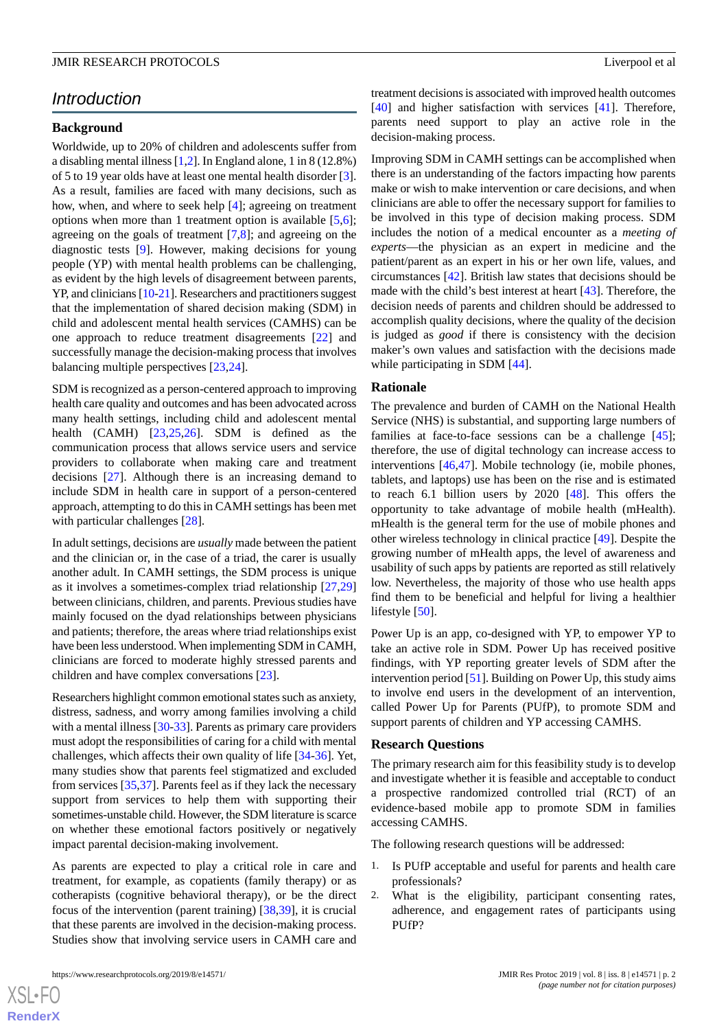## Introduction

### Background

Worldwide, up to 20% of children and adolescents suffer from a disabling mental illness [1,2]. In England alone, 1 in 8 (12.8%) of 5 to 19 year olds have at least one mental health disorder [3]. As a result, families are faced with many decisions, such as how, when, and where to seek help [4]; agreeing on treatment options when more than 1 treatment option is available [5,6]; agreeing on the goals of treatment [7,8]; and agreeing on the diagnostic tests [9]. However, making decisions for young people (YP) with mental health problems can be challenging, as evident by the high levels of disagreement between parents, YP, and clinicians [10-21]. Researchers and practitioners suggest that the implementation of shared decision making (SDM) in child and adolescent mental health services (CAMHS) can be one approach to reduce treatment disagreements [22] and successfully manage the decision-making process that involves balancing multiple perspectives [23,24].

SDM is recognized as a person-centered approach to improving health care quality and outcomes and has been advocated across many health settings, including child and adolescent mental health (CAMH) [23,25,26]. SDM is defined as the communication process that allows service users and service providers to collaborate when making care and treatment decisions [27]. Although there is an increasing demand to include SDM in health care in support of a person-centered approach, attempting to do this in CAMH settings has been met with particular challenges [28].

In adult settings, decisions are *usually* made between the patient and the clinician or, in the case of a triad, the carer is usually another adult. In CAMH settings, the SDM process is unique as it involves a sometimes-complex triad relationship [27,29] between clinicians, children, and parents. Previous studies have mainly focused on the dyad relationships between physicians and patients; therefore, the areas where triad relationships exist have been less understood. When implementing SDM in CAMH, clinicians are forced to moderate highly stressed parents and children and have complex conversations [23].

Researchers highlight common emotional states such as anxiety, distress, sadness, and worry among families involving a child with a mental illness [30-33]. Parents as primary care providers must adopt the responsibilities of caring for a child with mental challenges, which affects their own quality of life [34-36]. Yet, many studies show that parents feel stigmatized and excluded from services [35,37]. Parents feel as if they lack the necessary support from services to help them with supporting their sometimes-unstable child. However, the SDM literature is scarce on whether these emotional factors positively or negatively impact parental decision-making involvement.

As parents are expected to play a critical role in care and treatment, for example, as copatients (family therapy) or as cotherapists (cognitive behavioral therapy), or be the direct focus of the intervention (parent training) [38,39], it is crucial that these parents are involved in the decision-making process. Studies show that involving service users in CAMH care and treatment decisions is associated with improved health outcomes [40] and higher satisfaction with services [41]. Therefore, parents need support to play an active role in the decision-making process.

Improving SDM in CAMH settings can be accomplished when there is an understanding of the factors impacting how parents make or wish to make intervention or care decisions, and when clinicians are able to offer the necessary support for families to be involved in this type of decision making process. SDM includes the notion of a medical encounter as a *meeting of experts*—the physician as an expert in medicine and the patient/parent as an expert in his or her own life, values, and circumstances [42]. British law states that decisions should be made with the child's best interest at heart [43]. Therefore, the decision needs of parents and children should be addressed to accomplish quality decisions, where the quality of the decision is judged as *good* if there is consistency with the decision maker's own values and satisfaction with the decisions made while participating in SDM [44].

### Rationale

The prevalence and burden of CAMH on the National Health Service (NHS) is substantial, and supporting large numbers of families at face-to-face sessions can be a challenge [45]; therefore, the use of digital technology can increase access to interventions [46,47]. Mobile technology (ie, mobile phones, tablets, and laptops) use has been on the rise and is estimated to reach 6.1 billion users by 2020 [48]. This offers the opportunity to take advantage of mobile health (mHealth). mHealth is the general term for the use of mobile phones and other wireless technology in clinical practice [49]. Despite the growing number of mHealth apps, the level of awareness and usability of such apps by patients are reported as still relatively low. Nevertheless, the majority of those who use health apps find them to be beneficial and helpful for living a healthier lifestyle [50].

Power Up is an app, co-designed with YP, to empower YP to take an active role in SDM. Power Up has received positive findings, with YP reporting greater levels of SDM after the intervention period [51]. Building on Power Up, this study aims to involve end users in the development of an intervention, called Power Up for Parents (PUfP), to promote SDM and support parents of children and YP accessing CAMHS.

### Research Questions

The primary research aim for this feasibility study is to develop and investigate whether it is feasible and acceptable to conduct a prospective randomized controlled trial (RCT) of an evidence-based mobile app to promote SDM in families accessing CAMHS.

The following research questions will be addressed:

1. Is PUfP acceptable and useful for parents and health care professionals?
2. What is the eligibility, participant consenting rates, adherence, and engagement rates of participants using PUfP?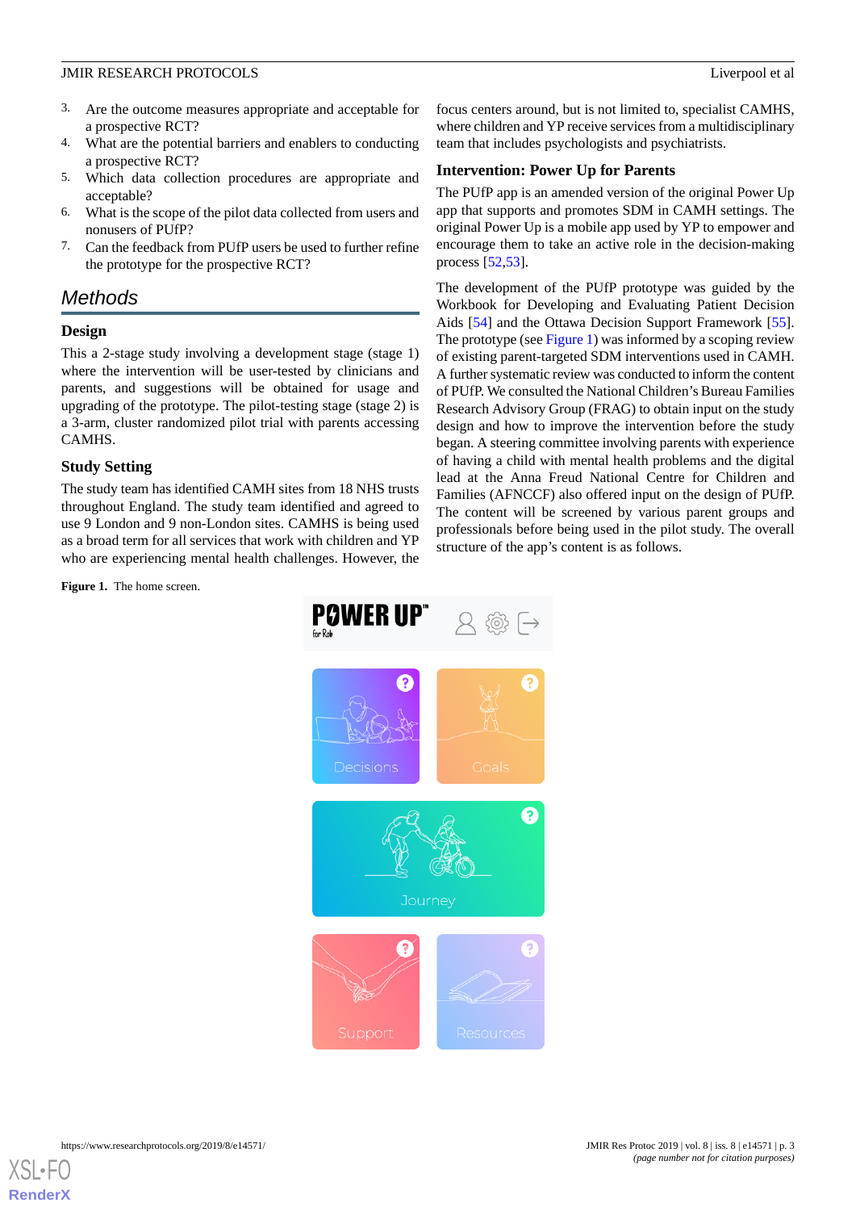3. Are the outcome measures appropriate and acceptable for a prospective RCT?
4. What are the potential barriers and enablers to conducting a prospective RCT?
5. Which data collection procedures are appropriate and acceptable?
6. What is the scope of the pilot data collected from users and nonusers of PUfP?
7. Can the feedback from PUfP users be used to further refine the prototype for the prospective RCT?

## Methods

### Design

This a 2-stage study involving a development stage (stage 1) where the intervention will be user-tested by clinicians and parents, and suggestions will be obtained for usage and upgrading of the prototype. The pilot-testing stage (stage 2) is a 3-arm, cluster randomized pilot trial with parents accessing CAMHS.

### Study Setting

The study team has identified CAMH sites from 18 NHS trusts throughout England. The study team identified and agreed to use 9 London and 9 non-London sites. CAMHS is being used as a broad term for all services that work with children and YP who are experiencing mental health challenges. However, the focus centers around, but is not limited to, specialist CAMHS, where children and YP receive services from a multidisciplinary team that includes psychologists and psychiatrists.

### Intervention: Power Up for Parents

The PUfP app is an amended version of the original Power Up app that supports and promotes SDM in CAMH settings. The original Power Up is a mobile app used by YP to empower and encourage them to take an active role in the decision-making process [52,53].

The development of the PUfP prototype was guided by the Workbook for Developing and Evaluating Patient Decision Aids [54] and the Ottawa Decision Support Framework [55]. The prototype (see Figure 1) was informed by a scoping review of existing parent-targeted SDM interventions used in CAMH. A further systematic review was conducted to inform the content of PUfP. We consulted the National Children's Bureau Families Research Advisory Group (FRAG) to obtain input on the study design and how to improve the intervention before the study began. A steering committee involving parents with experience of having a child with mental health problems and the digital lead at the Anna Freud National Centre for Children and Families (AFNCCF) also offered input on the design of PUfP. The content will be screened by various parent groups and professionals before being used in the pilot study. The overall structure of the app's content is as follows.

**Figure 1.** The home screen.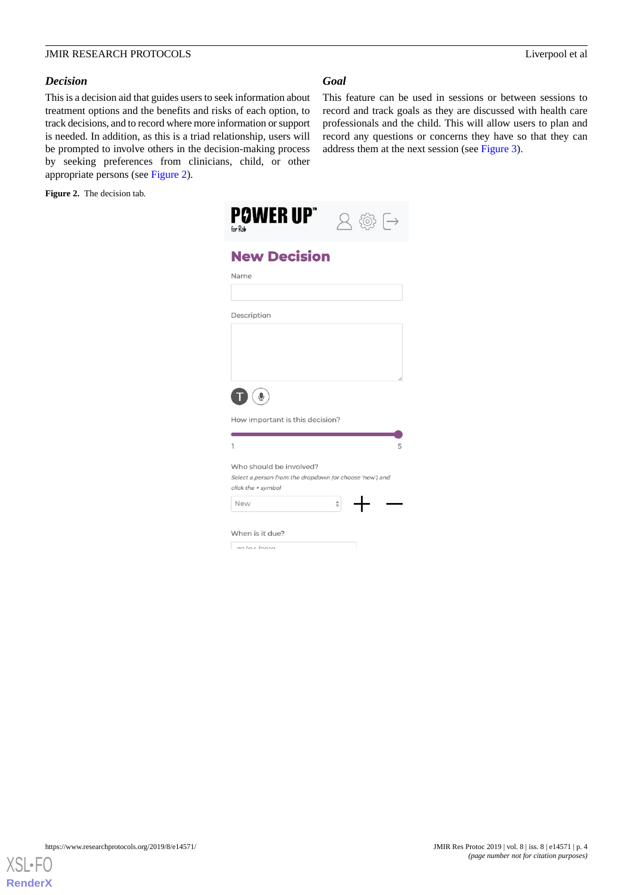### *Decision*

This is a decision aid that guides users to seek information about treatment options and the benefits and risks of each option, to track decisions, and to record where more information or support is needed. In addition, as this is a triad relationship, users will be prompted to involve others in the decision-making process by seeking preferences from clinicians, child, or other appropriate persons (see Figure 2).

**Figure 2.** The decision tab.

### *Goal*

This feature can be used in sessions or between sessions to record and track goals as they are discussed with health care professionals and the child. This will allow users to plan and record any questions or concerns they have so that they can address them at the next session (see Figure 3).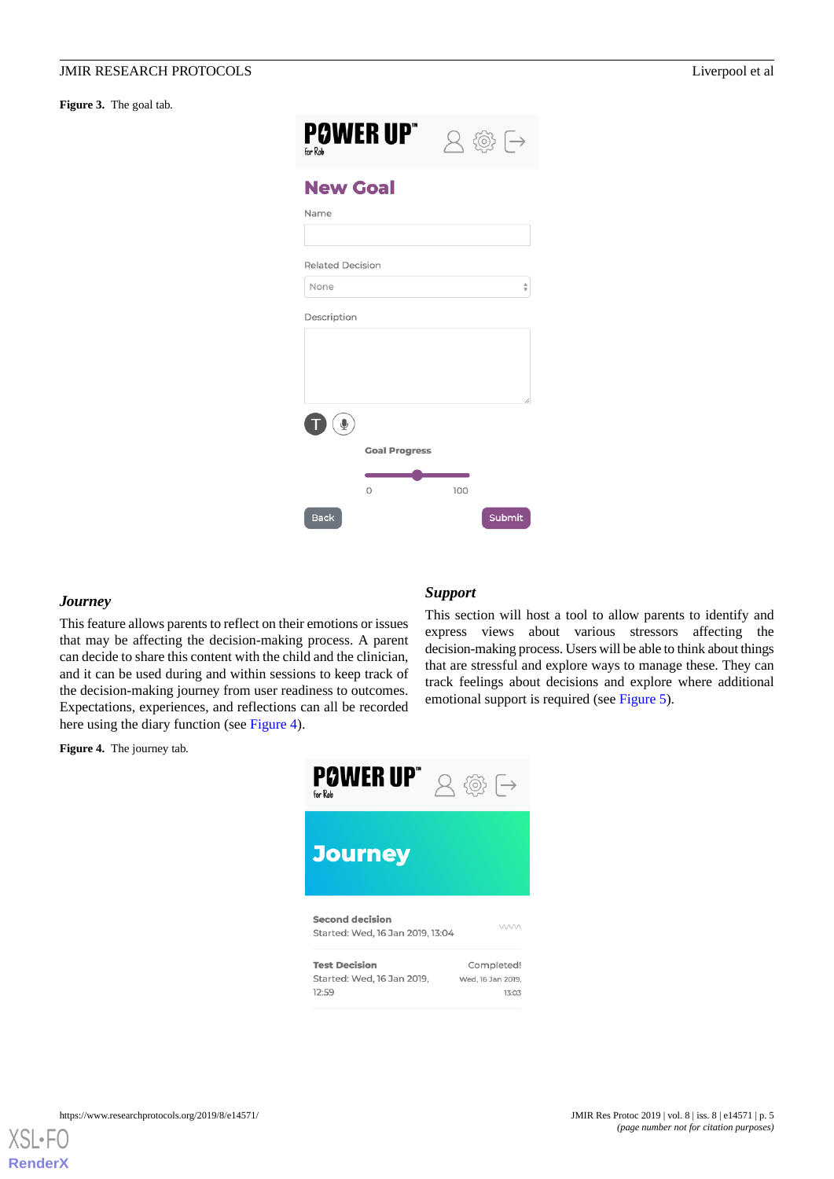**Figure 3.** The goal tab.

### Journey

This feature allows parents to reflect on their emotions or issues that may be affecting the decision-making process. A parent can decide to share this content with the child and the clinician, and it can be used during and within sessions to keep track of the decision-making journey from user readiness to outcomes. Expectations, experiences, and reflections can all be recorded here using the diary function (see Figure 4).

**Figure 4.** The journey tab.

### Support

This section will host a tool to allow parents to identify and express views about various stressors affecting the decision-making process. Users will be able to think about things that are stressful and explore ways to manage these. They can track feelings about decisions and explore where additional emotional support is required (see Figure 5).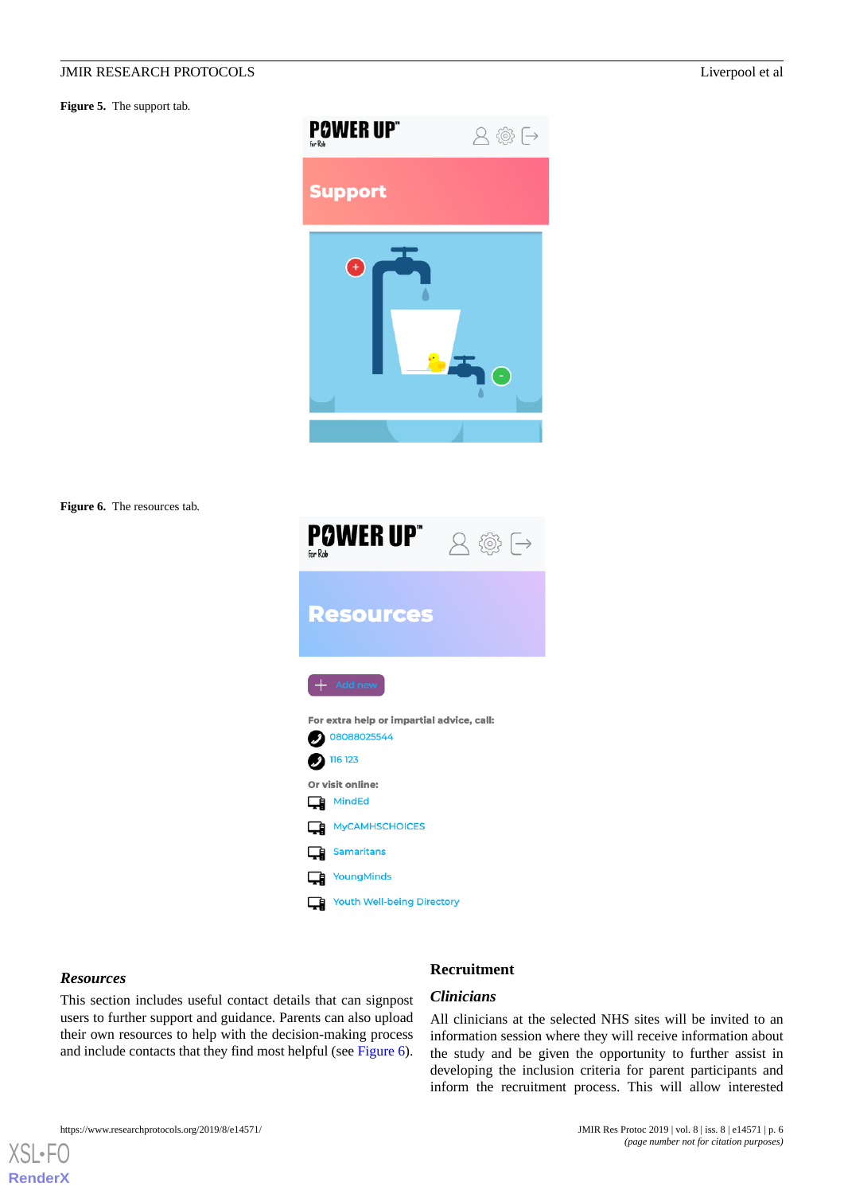**Figure 5.** The support tab.

**Figure 6.** The resources tab.

### *Resources*

This section includes useful contact details that can signpost users to further support and guidance. Parents can also upload their own resources to help with the decision-making process and include contacts that they find most helpful (see Figure 6).

## Recruitment

### *Clinicians*

All clinicians at the selected NHS sites will be invited to an information session where they will receive information about the study and be given the opportunity to further assist in developing the inclusion criteria for parent participants and inform the recruitment process. This will allow interested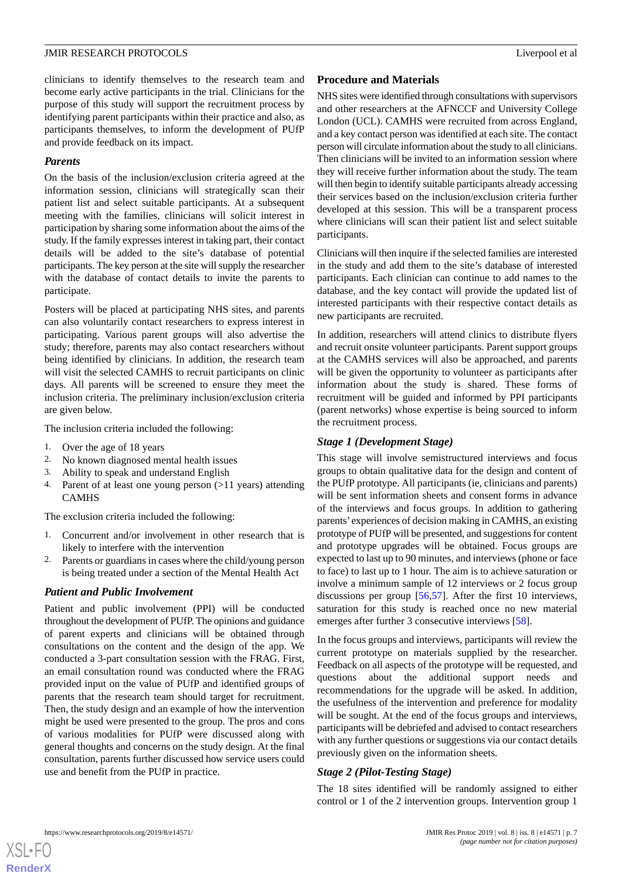clinicians to identify themselves to the research team and become early active participants in the trial. Clinicians for the purpose of this study will support the recruitment process by identifying parent participants within their practice and also, as participants themselves, to inform the development of PUfP and provide feedback on its impact.

### *Parents*

On the basis of the inclusion/exclusion criteria agreed at the information session, clinicians will strategically scan their patient list and select suitable participants. At a subsequent meeting with the families, clinicians will solicit interest in participation by sharing some information about the aims of the study. If the family expresses interest in taking part, their contact details will be added to the site's database of potential participants. The key person at the site will supply the researcher with the database of contact details to invite the parents to participate.

Posters will be placed at participating NHS sites, and parents can also voluntarily contact researchers to express interest in participating. Various parent groups will also advertise the study; therefore, parents may also contact researchers without being identified by clinicians. In addition, the research team will visit the selected CAMHS to recruit participants on clinic days. All parents will be screened to ensure they meet the inclusion criteria. The preliminary inclusion/exclusion criteria are given below.

The inclusion criteria included the following:

1. Over the age of 18 years
2. No known diagnosed mental health issues
3. Ability to speak and understand English
4. Parent of at least one young person (>11 years) attending CAMHS

The exclusion criteria included the following:

1. Concurrent and/or involvement in other research that is likely to interfere with the intervention
2. Parents or guardians in cases where the child/young person is being treated under a section of the Mental Health Act

### *Patient and Public Involvement*

Patient and public involvement (PPI) will be conducted throughout the development of PUfP. The opinions and guidance of parent experts and clinicians will be obtained through consultations on the content and the design of the app. We conducted a 3-part consultation session with the FRAG. First, an email consultation round was conducted where the FRAG provided input on the value of PUfP and identified groups of parents that the research team should target for recruitment. Then, the study design and an example of how the intervention might be used were presented to the group. The pros and cons of various modalities for PUfP were discussed along with general thoughts and concerns on the study design. At the final consultation, parents further discussed how service users could use and benefit from the PUfP in practice.

## Procedure and Materials

NHS sites were identified through consultations with supervisors and other researchers at the AFNCCF and University College London (UCL). CAMHS were recruited from across England, and a key contact person was identified at each site. The contact person will circulate information about the study to all clinicians. Then clinicians will be invited to an information session where they will receive further information about the study. The team will then begin to identify suitable participants already accessing their services based on the inclusion/exclusion criteria further developed at this session. This will be a transparent process where clinicians will scan their patient list and select suitable participants.

Clinicians will then inquire if the selected families are interested in the study and add them to the site's database of interested participants. Each clinician can continue to add names to the database, and the key contact will provide the updated list of interested participants with their respective contact details as new participants are recruited.

In addition, researchers will attend clinics to distribute flyers and recruit onsite volunteer participants. Parent support groups at the CAMHS services will also be approached, and parents will be given the opportunity to volunteer as participants after information about the study is shared. These forms of recruitment will be guided and informed by PPI participants (parent networks) whose expertise is being sourced to inform the recruitment process.

### *Stage 1 (Development Stage)*

This stage will involve semistructured interviews and focus groups to obtain qualitative data for the design and content of the PUfP prototype. All participants (ie, clinicians and parents) will be sent information sheets and consent forms in advance of the interviews and focus groups. In addition to gathering parents' experiences of decision making in CAMHS, an existing prototype of PUfP will be presented, and suggestions for content and prototype upgrades will be obtained. Focus groups are expected to last up to 90 minutes, and interviews (phone or face to face) to last up to 1 hour. The aim is to achieve saturation or involve a minimum sample of 12 interviews or 2 focus group discussions per group [56,57]. After the first 10 interviews, saturation for this study is reached once no new material emerges after further 3 consecutive interviews [58].

In the focus groups and interviews, participants will review the current prototype on materials supplied by the researcher. Feedback on all aspects of the prototype will be requested, and questions about the additional support needs and recommendations for the upgrade will be asked. In addition, the usefulness of the intervention and preference for modality will be sought. At the end of the focus groups and interviews, participants will be debriefed and advised to contact researchers with any further questions or suggestions via our contact details previously given on the information sheets.

### *Stage 2 (Pilot-Testing Stage)*

The 18 sites identified will be randomly assigned to either control or 1 of the 2 intervention groups. Intervention group 1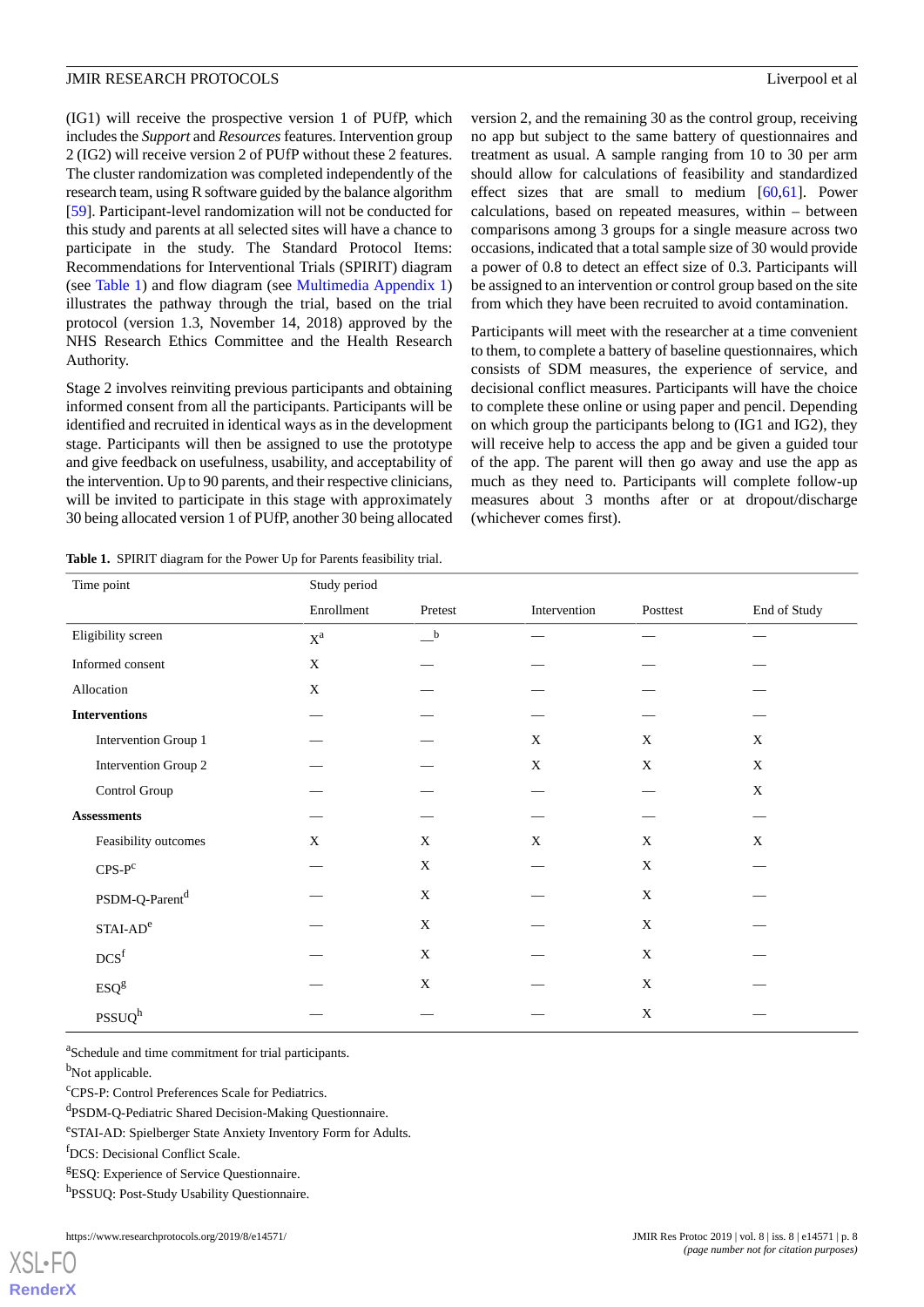(IG1) will receive the prospective version 1 of PUfP, which includes the *Support* and *Resources* features. Intervention group 2 (IG2) will receive version 2 of PUfP without these 2 features. The cluster randomization was completed independently of the research team, using R software guided by the balance algorithm [59]. Participant-level randomization will not be conducted for this study and parents at all selected sites will have a chance to participate in the study. The Standard Protocol Items: Recommendations for Interventional Trials (SPIRIT) diagram (see Table 1) and flow diagram (see Multimedia Appendix 1) illustrates the pathway through the trial, based on the trial protocol (version 1.3, November 14, 2018) approved by the NHS Research Ethics Committee and the Health Research Authority.

Stage 2 involves reinviting previous participants and obtaining informed consent from all the participants. Participants will be identified and recruited in identical ways as in the development stage. Participants will then be assigned to use the prototype and give feedback on usefulness, usability, and acceptability of the intervention. Up to 90 parents, and their respective clinicians, will be invited to participate in this stage with approximately 30 being allocated version 1 of PUfP, another 30 being allocated version 2, and the remaining 30 as the control group, receiving no app but subject to the same battery of questionnaires and treatment as usual. A sample ranging from 10 to 30 per arm should allow for calculations of feasibility and standardized effect sizes that are small to medium [60,61]. Power calculations, based on repeated measures, within – between comparisons among 3 groups for a single measure across two occasions, indicated that a total sample size of 30 would provide a power of 0.8 to detect an effect size of 0.3. Participants will be assigned to an intervention or control group based on the site from which they have been recruited to avoid contamination.

Participants will meet with the researcher at a time convenient to them, to complete a battery of baseline questionnaires, which consists of SDM measures, the experience of service, and decisional conflict measures. Participants will have the choice to complete these online or using paper and pencil. Depending on which group the participants belong to (IG1 and IG2), they will receive help to access the app and be given a guided tour of the app. The parent will then go away and use the app as much as they need to. Participants will complete follow-up measures about 3 months after or at dropout/discharge (whichever comes first).

**Table 1.** SPIRIT diagram for the Power Up for Parents feasibility trial.

| Time point | Study period | | | | |
|---|---|---|---|---|---|
| | Enrollment | Pretest | Intervention | Posttest | End of Study |
| Eligibility screen | X[a] | —[b] | — | — | — |
| Informed consent | X | — | — | — | — |
| Allocation | X | — | — | — | — |
| **Interventions** | — | — | — | — | — |
| Intervention Group 1 | — | — | X | X | X |
| Intervention Group 2 | — | — | X | X | X |
| Control Group | — | — | — | — | X |
| **Assessments** | — | — | — | — | — |
| Feasibility outcomes | X | X | X | X | X |
| CPS-P[c] | — | X | — | X | — |
| PSDM-Q-Parent[d] | — | X | — | X | — |
| STAI-AD[e] | — | X | — | X | — |
| DCS[f] | — | X | — | X | — |
| ESQ[g] | — | X | — | X | — |
| PSSUQ[h] | — | — | — | X | — |

[a]Schedule and time commitment for trial participants.

[b]Not applicable.

[c]CPS-P: Control Preferences Scale for Pediatrics.

[d]PSDM-Q-Pediatric Shared Decision-Making Questionnaire.

[e]STAI-AD: Spielberger State Anxiety Inventory Form for Adults.

[f]DCS: Decisional Conflict Scale.

[g]ESQ: Experience of Service Questionnaire.

[h]PSSUQ: Post-Study Usability Questionnaire.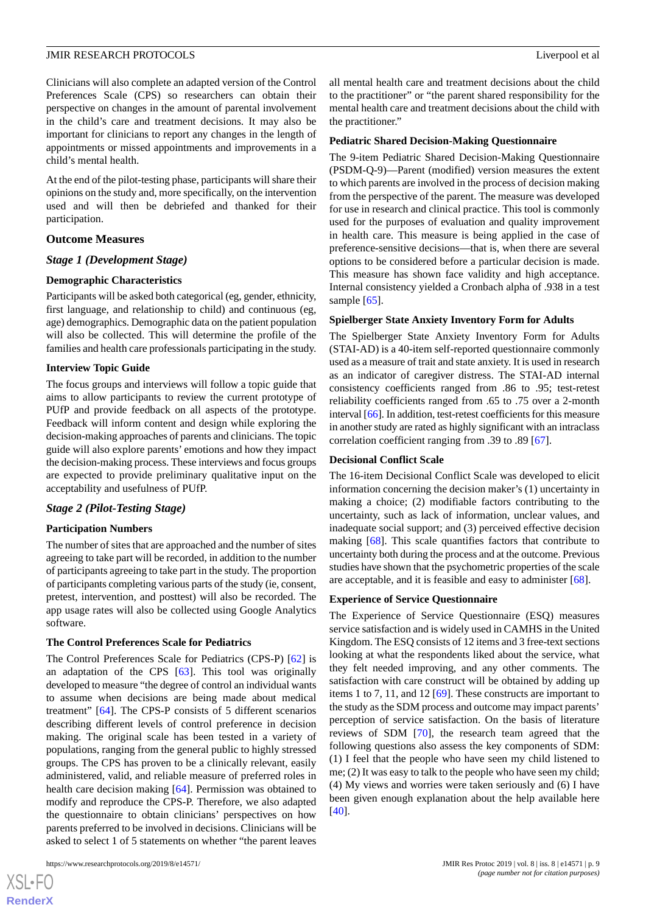Clinicians will also complete an adapted version of the Control Preferences Scale (CPS) so researchers can obtain their perspective on changes in the amount of parental involvement in the child's care and treatment decisions. It may also be important for clinicians to report any changes in the length of appointments or missed appointments and improvements in a child's mental health.

At the end of the pilot-testing phase, participants will share their opinions on the study and, more specifically, on the intervention used and will then be debriefed and thanked for their participation.

### Outcome Measures

#### *Stage 1 (Development Stage)*

##### Demographic Characteristics

Participants will be asked both categorical (eg, gender, ethnicity, first language, and relationship to child) and continuous (eg, age) demographics. Demographic data on the patient population will also be collected. This will determine the profile of the families and health care professionals participating in the study.

##### Interview Topic Guide

The focus groups and interviews will follow a topic guide that aims to allow participants to review the current prototype of PUfP and provide feedback on all aspects of the prototype. Feedback will inform content and design while exploring the decision-making approaches of parents and clinicians. The topic guide will also explore parents' emotions and how they impact the decision-making process. These interviews and focus groups are expected to provide preliminary qualitative input on the acceptability and usefulness of PUfP.

#### *Stage 2 (Pilot-Testing Stage)*

##### Participation Numbers

The number of sites that are approached and the number of sites agreeing to take part will be recorded, in addition to the number of participants agreeing to take part in the study. The proportion of participants completing various parts of the study (ie, consent, pretest, intervention, and posttest) will also be recorded. The app usage rates will also be collected using Google Analytics software.

##### The Control Preferences Scale for Pediatrics

The Control Preferences Scale for Pediatrics (CPS-P) [62] is an adaptation of the CPS [63]. This tool was originally developed to measure "the degree of control an individual wants to assume when decisions are being made about medical treatment" [64]. The CPS-P consists of 5 different scenarios describing different levels of control preference in decision making. The original scale has been tested in a variety of populations, ranging from the general public to highly stressed groups. The CPS has proven to be a clinically relevant, easily administered, valid, and reliable measure of preferred roles in health care decision making [64]. Permission was obtained to modify and reproduce the CPS-P. Therefore, we also adapted the questionnaire to obtain clinicians' perspectives on how parents preferred to be involved in decisions. Clinicians will be asked to select 1 of 5 statements on whether "the parent leaves all mental health care and treatment decisions about the child to the practitioner" or "the parent shared responsibility for the mental health care and treatment decisions about the child with the practitioner."

##### Pediatric Shared Decision-Making Questionnaire

The 9-item Pediatric Shared Decision-Making Questionnaire (PSDM-Q-9)—Parent (modified) version measures the extent to which parents are involved in the process of decision making from the perspective of the parent. The measure was developed for use in research and clinical practice. This tool is commonly used for the purposes of evaluation and quality improvement in health care. This measure is being applied in the case of preference-sensitive decisions—that is, when there are several options to be considered before a particular decision is made. This measure has shown face validity and high acceptance. Internal consistency yielded a Cronbach alpha of .938 in a test sample [65].

##### Spielberger State Anxiety Inventory Form for Adults

The Spielberger State Anxiety Inventory Form for Adults (STAI-AD) is a 40-item self-reported questionnaire commonly used as a measure of trait and state anxiety. It is used in research as an indicator of caregiver distress. The STAI-AD internal consistency coefficients ranged from .86 to .95; test-retest reliability coefficients ranged from .65 to .75 over a 2-month interval [66]. In addition, test-retest coefficients for this measure in another study are rated as highly significant with an intraclass correlation coefficient ranging from .39 to .89 [67].

##### Decisional Conflict Scale

The 16-item Decisional Conflict Scale was developed to elicit information concerning the decision maker's (1) uncertainty in making a choice; (2) modifiable factors contributing to the uncertainty, such as lack of information, unclear values, and inadequate social support; and (3) perceived effective decision making [68]. This scale quantifies factors that contribute to uncertainty both during the process and at the outcome. Previous studies have shown that the psychometric properties of the scale are acceptable, and it is feasible and easy to administer [68].

##### Experience of Service Questionnaire

The Experience of Service Questionnaire (ESQ) measures service satisfaction and is widely used in CAMHS in the United Kingdom. The ESQ consists of 12 items and 3 free-text sections looking at what the respondents liked about the service, what they felt needed improving, and any other comments. The satisfaction with care construct will be obtained by adding up items 1 to 7, 11, and 12 [69]. These constructs are important to the study as the SDM process and outcome may impact parents' perception of service satisfaction. On the basis of literature reviews of SDM [70], the research team agreed that the following questions also assess the key components of SDM: (1) I feel that the people who have seen my child listened to me; (2) It was easy to talk to the people who have seen my child; (4) My views and worries were taken seriously and (6) I have been given enough explanation about the help available here [40].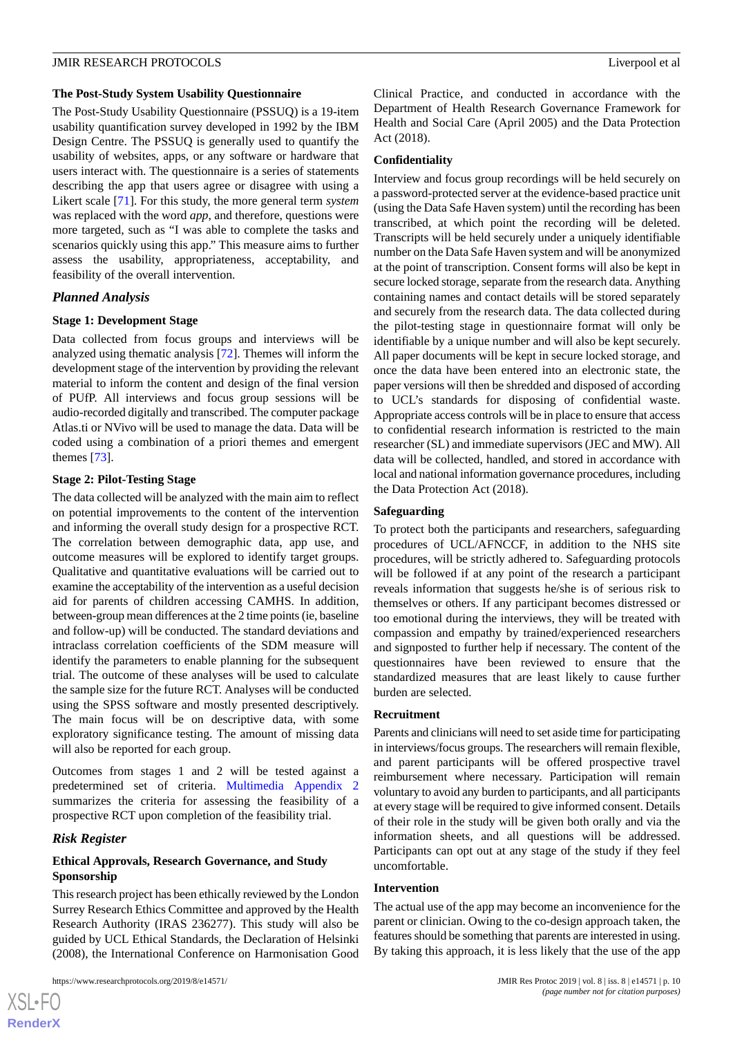### The Post-Study System Usability Questionnaire

The Post-Study Usability Questionnaire (PSSUQ) is a 19-item usability quantification survey developed in 1992 by the IBM Design Centre. The PSSUQ is generally used to quantify the usability of websites, apps, or any software or hardware that users interact with. The questionnaire is a series of statements describing the app that users agree or disagree with using a Likert scale [71]. For this study, the more general term *system* was replaced with the word *app*, and therefore, questions were more targeted, such as "I was able to complete the tasks and scenarios quickly using this app." This measure aims to further assess the usability, appropriateness, acceptability, and feasibility of the overall intervention.

## Planned Analysis

### Stage 1: Development Stage

Data collected from focus groups and interviews will be analyzed using thematic analysis [72]. Themes will inform the development stage of the intervention by providing the relevant material to inform the content and design of the final version of PUfP. All interviews and focus group sessions will be audio-recorded digitally and transcribed. The computer package Atlas.ti or NVivo will be used to manage the data. Data will be coded using a combination of a priori themes and emergent themes [73].

### Stage 2: Pilot-Testing Stage

The data collected will be analyzed with the main aim to reflect on potential improvements to the content of the intervention and informing the overall study design for a prospective RCT. The correlation between demographic data, app use, and outcome measures will be explored to identify target groups. Qualitative and quantitative evaluations will be carried out to examine the acceptability of the intervention as a useful decision aid for parents of children accessing CAMHS. In addition, between-group mean differences at the 2 time points (ie, baseline and follow-up) will be conducted. The standard deviations and intraclass correlation coefficients of the SDM measure will identify the parameters to enable planning for the subsequent trial. The outcome of these analyses will be used to calculate the sample size for the future RCT. Analyses will be conducted using the SPSS software and mostly presented descriptively. The main focus will be on descriptive data, with some exploratory significance testing. The amount of missing data will also be reported for each group.

Outcomes from stages 1 and 2 will be tested against a predetermined set of criteria. Multimedia Appendix 2 summarizes the criteria for assessing the feasibility of a prospective RCT upon completion of the feasibility trial.

## Risk Register

### Ethical Approvals, Research Governance, and Study Sponsorship

This research project has been ethically reviewed by the London Surrey Research Ethics Committee and approved by the Health Research Authority (IRAS 236277). This study will also be guided by UCL Ethical Standards, the Declaration of Helsinki (2008), the International Conference on Harmonisation Good Clinical Practice, and conducted in accordance with the Department of Health Research Governance Framework for Health and Social Care (April 2005) and the Data Protection Act (2018).

### Confidentiality

Interview and focus group recordings will be held securely on a password-protected server at the evidence-based practice unit (using the Data Safe Haven system) until the recording has been transcribed, at which point the recording will be deleted. Transcripts will be held securely under a uniquely identifiable number on the Data Safe Haven system and will be anonymized at the point of transcription. Consent forms will also be kept in secure locked storage, separate from the research data. Anything containing names and contact details will be stored separately and securely from the research data. The data collected during the pilot-testing stage in questionnaire format will only be identifiable by a unique number and will also be kept securely. All paper documents will be kept in secure locked storage, and once the data have been entered into an electronic state, the paper versions will then be shredded and disposed of according to UCL's standards for disposing of confidential waste. Appropriate access controls will be in place to ensure that access to confidential research information is restricted to the main researcher (SL) and immediate supervisors (JEC and MW). All data will be collected, handled, and stored in accordance with local and national information governance procedures, including the Data Protection Act (2018).

### Safeguarding

To protect both the participants and researchers, safeguarding procedures of UCL/AFNCCF, in addition to the NHS site procedures, will be strictly adhered to. Safeguarding protocols will be followed if at any point of the research a participant reveals information that suggests he/she is of serious risk to themselves or others. If any participant becomes distressed or too emotional during the interviews, they will be treated with compassion and empathy by trained/experienced researchers and signposted to further help if necessary. The content of the questionnaires have been reviewed to ensure that the standardized measures that are least likely to cause further burden are selected.

### Recruitment

Parents and clinicians will need to set aside time for participating in interviews/focus groups. The researchers will remain flexible, and parent participants will be offered prospective travel reimbursement where necessary. Participation will remain voluntary to avoid any burden to participants, and all participants at every stage will be required to give informed consent. Details of their role in the study will be given both orally and via the information sheets, and all questions will be addressed. Participants can opt out at any stage of the study if they feel uncomfortable.

### Intervention

The actual use of the app may become an inconvenience for the parent or clinician. Owing to the co-design approach taken, the features should be something that parents are interested in using. By taking this approach, it is less likely that the use of the app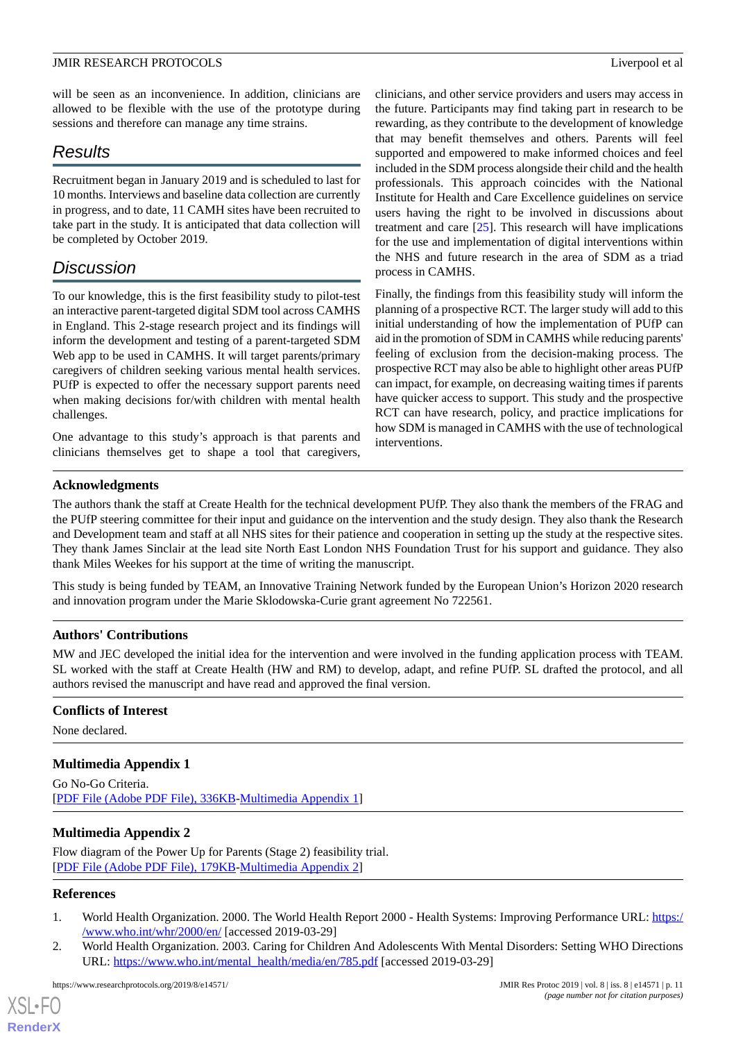will be seen as an inconvenience. In addition, clinicians are allowed to be flexible with the use of the prototype during sessions and therefore can manage any time strains.

## Results

Recruitment began in January 2019 and is scheduled to last for 10 months. Interviews and baseline data collection are currently in progress, and to date, 11 CAMH sites have been recruited to take part in the study. It is anticipated that data collection will be completed by October 2019.

## Discussion

To our knowledge, this is the first feasibility study to pilot-test an interactive parent-targeted digital SDM tool across CAMHS in England. This 2-stage research project and its findings will inform the development and testing of a parent-targeted SDM Web app to be used in CAMHS. It will target parents/primary caregivers of children seeking various mental health services. PUfP is expected to offer the necessary support parents need when making decisions for/with children with mental health challenges.

One advantage to this study's approach is that parents and clinicians themselves get to shape a tool that caregivers, clinicians, and other service providers and users may access in the future. Participants may find taking part in research to be rewarding, as they contribute to the development of knowledge that may benefit themselves and others. Parents will feel supported and empowered to make informed choices and feel included in the SDM process alongside their child and the health professionals. This approach coincides with the National Institute for Health and Care Excellence guidelines on service users having the right to be involved in discussions about treatment and care [25]. This research will have implications for the use and implementation of digital interventions within the NHS and future research in the area of SDM as a triad process in CAMHS.

Finally, the findings from this feasibility study will inform the planning of a prospective RCT. The larger study will add to this initial understanding of how the implementation of PUfP can aid in the promotion of SDM in CAMHS while reducing parents' feeling of exclusion from the decision-making process. The prospective RCT may also be able to highlight other areas PUfP can impact, for example, on decreasing waiting times if parents have quicker access to support. This study and the prospective RCT can have research, policy, and practice implications for how SDM is managed in CAMHS with the use of technological interventions.

### Acknowledgments

The authors thank the staff at Create Health for the technical development PUfP. They also thank the members of the FRAG and the PUfP steering committee for their input and guidance on the intervention and the study design. They also thank the Research and Development team and staff at all NHS sites for their patience and cooperation in setting up the study at the respective sites. They thank James Sinclair at the lead site North East London NHS Foundation Trust for his support and guidance. They also thank Miles Weekes for his support at the time of writing the manuscript.

This study is being funded by TEAM, an Innovative Training Network funded by the European Union's Horizon 2020 research and innovation program under the Marie Sklodowska-Curie grant agreement No 722561.

### Authors' Contributions

MW and JEC developed the initial idea for the intervention and were involved in the funding application process with TEAM. SL worked with the staff at Create Health (HW and RM) to develop, adapt, and refine PUfP. SL drafted the protocol, and all authors revised the manuscript and have read and approved the final version.

### Conflicts of Interest

None declared.

### Multimedia Appendix 1

Go No-Go Criteria.
[PDF File (Adobe PDF File), 336KB-Multimedia Appendix 1]

### Multimedia Appendix 2

Flow diagram of the Power Up for Parents (Stage 2) feasibility trial.
[PDF File (Adobe PDF File), 179KB-Multimedia Appendix 2]

### References

1. World Health Organization. 2000. The World Health Report 2000 - Health Systems: Improving Performance URL: https://www.who.int/whr/2000/en/ [accessed 2019-03-29]
2. World Health Organization. 2003. Caring for Children And Adolescents With Mental Disorders: Setting WHO Directions URL: https://www.who.int/mental_health/media/en/785.pdf [accessed 2019-03-29]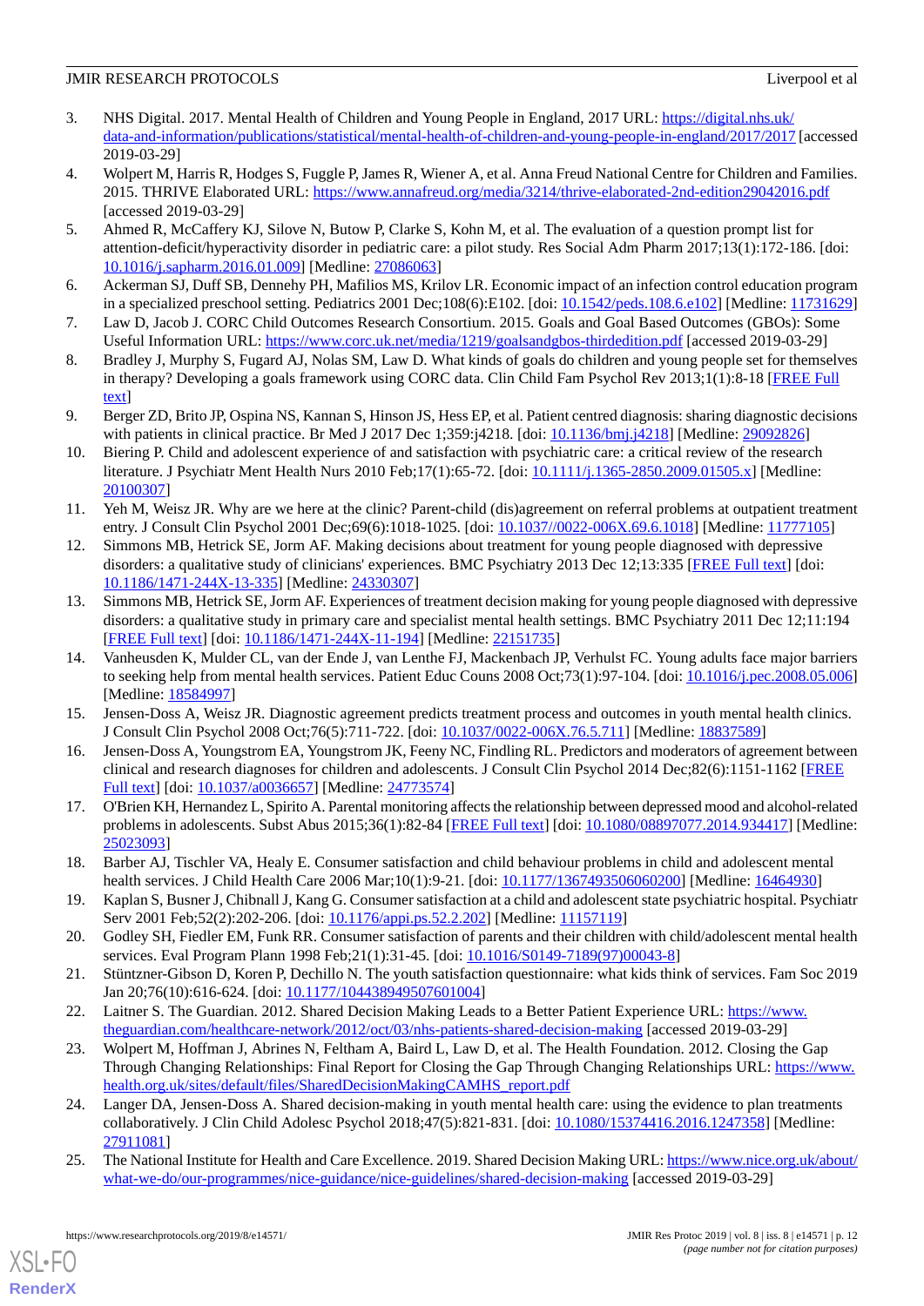3. NHS Digital. 2017. Mental Health of Children and Young People in England, 2017 URL: https://digital.nhs.uk/data-and-information/publications/statistical/mental-health-of-children-and-young-people-in-england/2017/2017 [accessed 2019-03-29]
4. Wolpert M, Harris R, Hodges S, Fuggle P, James R, Wiener A, et al. Anna Freud National Centre for Children and Families. 2015. THRIVE Elaborated URL: https://www.annafreud.org/media/3214/thrive-elaborated-2nd-edition29042016.pdf [accessed 2019-03-29]
5. Ahmed R, McCaffery KJ, Silove N, Butow P, Clarke S, Kohn M, et al. The evaluation of a question prompt list for attention-deficit/hyperactivity disorder in pediatric care: a pilot study. Res Social Adm Pharm 2017;13(1):172-186. [doi: 10.1016/j.sapharm.2016.01.009] [Medline: 27086063]
6. Ackerman SJ, Duff SB, Dennehy PH, Mafilios MS, Krilov LR. Economic impact of an infection control education program in a specialized preschool setting. Pediatrics 2001 Dec;108(6):E102. [doi: 10.1542/peds.108.6.e102] [Medline: 11731629]
7. Law D, Jacob J. CORC Child Outcomes Research Consortium. 2015. Goals and Goal Based Outcomes (GBOs): Some Useful Information URL: https://www.corc.uk.net/media/1219/goalsandgbos-thirdedition.pdf [accessed 2019-03-29]
8. Bradley J, Murphy S, Fugard AJ, Nolas SM, Law D. What kinds of goals do children and young people set for themselves in therapy? Developing a goals framework using CORC data. Clin Child Fam Psychol Rev 2013;1(1):8-18 [FREE Full text]
9. Berger ZD, Brito JP, Ospina NS, Kannan S, Hinson JS, Hess EP, et al. Patient centred diagnosis: sharing diagnostic decisions with patients in clinical practice. Br Med J 2017 Dec 1;359:j4218. [doi: 10.1136/bmj.j4218] [Medline: 29092826]
10. Biering P. Child and adolescent experience of and satisfaction with psychiatric care: a critical review of the research literature. J Psychiatr Ment Health Nurs 2010 Feb;17(1):65-72. [doi: 10.1111/j.1365-2850.2009.01505.x] [Medline: 20100307]
11. Yeh M, Weisz JR. Why are we here at the clinic? Parent-child (dis)agreement on referral problems at outpatient treatment entry. J Consult Clin Psychol 2001 Dec;69(6):1018-1025. [doi: 10.1037//0022-006X.69.6.1018] [Medline: 11777105]
12. Simmons MB, Hetrick SE, Jorm AF. Making decisions about treatment for young people diagnosed with depressive disorders: a qualitative study of clinicians' experiences. BMC Psychiatry 2013 Dec 12;13:335 [FREE Full text] [doi: 10.1186/1471-244X-13-335] [Medline: 24330307]
13. Simmons MB, Hetrick SE, Jorm AF. Experiences of treatment decision making for young people diagnosed with depressive disorders: a qualitative study in primary care and specialist mental health settings. BMC Psychiatry 2011 Dec 12;11:194 [FREE Full text] [doi: 10.1186/1471-244X-11-194] [Medline: 22151735]
14. Vanheusden K, Mulder CL, van der Ende J, van Lenthe FJ, Mackenbach JP, Verhulst FC. Young adults face major barriers to seeking help from mental health services. Patient Educ Couns 2008 Oct;73(1):97-104. [doi: 10.1016/j.pec.2008.05.006] [Medline: 18584997]
15. Jensen-Doss A, Weisz JR. Diagnostic agreement predicts treatment process and outcomes in youth mental health clinics. J Consult Clin Psychol 2008 Oct;76(5):711-722. [doi: 10.1037/0022-006X.76.5.711] [Medline: 18837589]
16. Jensen-Doss A, Youngstrom EA, Youngstrom JK, Feeny NC, Findling RL. Predictors and moderators of agreement between clinical and research diagnoses for children and adolescents. J Consult Clin Psychol 2014 Dec;82(6):1151-1162 [FREE Full text] [doi: 10.1037/a0036657] [Medline: 24773574]
17. O'Brien KH, Hernandez L, Spirito A. Parental monitoring affects the relationship between depressed mood and alcohol-related problems in adolescents. Subst Abus 2015;36(1):82-84 [FREE Full text] [doi: 10.1080/08897077.2014.934417] [Medline: 25023093]
18. Barber AJ, Tischler VA, Healy E. Consumer satisfaction and child behaviour problems in child and adolescent mental health services. J Child Health Care 2006 Mar;10(1):9-21. [doi: 10.1177/1367493506060200] [Medline: 16464930]
19. Kaplan S, Busner J, Chibnall J, Kang G. Consumer satisfaction at a child and adolescent state psychiatric hospital. Psychiatr Serv 2001 Feb;52(2):202-206. [doi: 10.1176/appi.ps.52.2.202] [Medline: 11157119]
20. Godley SH, Fiedler EM, Funk RR. Consumer satisfaction of parents and their children with child/adolescent mental health services. Eval Program Plann 1998 Feb;21(1):31-45. [doi: 10.1016/S0149-7189(97)00043-8]
21. Stüntzner-Gibson D, Koren P, Dechillo N. The youth satisfaction questionnaire: what kids think of services. Fam Soc 2019 Jan 20;76(10):616-624. [doi: 10.1177/104438949507601004]
22. Laitner S. The Guardian. 2012. Shared Decision Making Leads to a Better Patient Experience URL: https://www.theguardian.com/healthcare-network/2012/oct/03/nhs-patients-shared-decision-making [accessed 2019-03-29]
23. Wolpert M, Hoffman J, Abrines N, Feltham A, Baird L, Law D, et al. The Health Foundation. 2012. Closing the Gap Through Changing Relationships: Final Report for Closing the Gap Through Changing Relationships URL: https://www.health.org.uk/sites/default/files/SharedDecisionMakingCAMHS_report.pdf
24. Langer DA, Jensen-Doss A. Shared decision-making in youth mental health care: using the evidence to plan treatments collaboratively. J Clin Child Adolesc Psychol 2018;47(5):821-831. [doi: 10.1080/15374416.2016.1247358] [Medline: 27911081]
25. The National Institute for Health and Care Excellence. 2019. Shared Decision Making URL: https://www.nice.org.uk/about/what-we-do/our-programmes/nice-guidance/nice-guidelines/shared-decision-making [accessed 2019-03-29]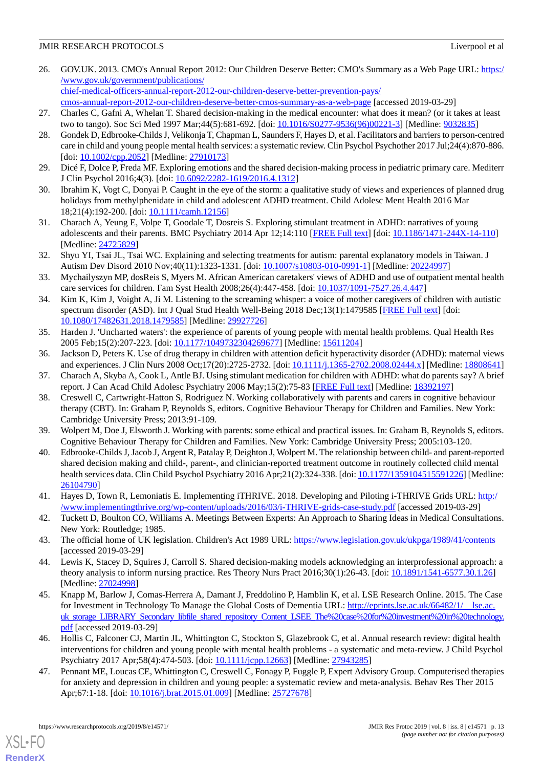26. GOV.UK. 2013. CMO's Annual Report 2012: Our Children Deserve Better: CMO's Summary as a Web Page URL: https://www.gov.uk/government/publications/chief-medical-officers-annual-report-2012-our-children-deserve-better-prevention-pays/cmos-annual-report-2012-our-children-deserve-better-cmos-summary-as-a-web-page [accessed 2019-03-29]
27. Charles C, Gafni A, Whelan T. Shared decision-making in the medical encounter: what does it mean? (or it takes at least two to tango). Soc Sci Med 1997 Mar;44(5):681-692. [doi: 10.1016/S0277-9536(96)00221-3] [Medline: 9032835]
28. Gondek D, Edbrooke-Childs J, Velikonja T, Chapman L, Saunders F, Hayes D, et al. Facilitators and barriers to person-centred care in child and young people mental health services: a systematic review. Clin Psychol Psychother 2017 Jul;24(4):870-886. [doi: 10.1002/cpp.2052] [Medline: 27910173]
29. Dicé F, Dolce P, Freda MF. Exploring emotions and the shared decision-making process in pediatric primary care. Mediterr J Clin Psychol 2016;4(3). [doi: 10.6092/2282-1619/2016.4.1312]
30. Ibrahim K, Vogt C, Donyai P. Caught in the eye of the storm: a qualitative study of views and experiences of planned drug holidays from methylphenidate in child and adolescent ADHD treatment. Child Adolesc Ment Health 2016 Mar 18;21(4):192-200. [doi: 10.1111/camh.12156]
31. Charach A, Yeung E, Volpe T, Goodale T, Dosreis S. Exploring stimulant treatment in ADHD: narratives of young adolescents and their parents. BMC Psychiatry 2014 Apr 12;14:110 [FREE Full text] [doi: 10.1186/1471-244X-14-110] [Medline: 24725829]
32. Shyu YI, Tsai JL, Tsai WC. Explaining and selecting treatments for autism: parental explanatory models in Taiwan. J Autism Dev Disord 2010 Nov;40(11):1323-1331. [doi: 10.1007/s10803-010-0991-1] [Medline: 20224997]
33. Mychailyszyn MP, dosReis S, Myers M. African American caretakers' views of ADHD and use of outpatient mental health care services for children. Fam Syst Health 2008;26(4):447-458. [doi: 10.1037/1091-7527.26.4.447]
34. Kim K, Kim J, Voight A, Ji M. Listening to the screaming whisper: a voice of mother caregivers of children with autistic spectrum disorder (ASD). Int J Qual Stud Health Well-Being 2018 Dec;13(1):1479585 [FREE Full text] [doi: 10.1080/17482631.2018.1479585] [Medline: 29927726]
35. Harden J. 'Uncharted waters': the experience of parents of young people with mental health problems. Qual Health Res 2005 Feb;15(2):207-223. [doi: 10.1177/1049732304269677] [Medline: 15611204]
36. Jackson D, Peters K. Use of drug therapy in children with attention deficit hyperactivity disorder (ADHD): maternal views and experiences. J Clin Nurs 2008 Oct;17(20):2725-2732. [doi: 10.1111/j.1365-2702.2008.02444.x] [Medline: 18808641]
37. Charach A, Skyba A, Cook L, Antle BJ. Using stimulant medication for children with ADHD: what do parents say? A brief report. J Can Acad Child Adolesc Psychiatry 2006 May;15(2):75-83 [FREE Full text] [Medline: 18392197]
38. Creswell C, Cartwright-Hatton S, Rodriguez N. Working collaboratively with parents and carers in cognitive behaviour therapy (CBT). In: Graham P, Reynolds S, editors. Cognitive Behaviour Therapy for Children and Families. New York: Cambridge University Press; 2013:91-109.
39. Wolpert M, Doe J, Elsworth J. Working with parents: some ethical and practical issues. In: Graham B, Reynolds S, editors. Cognitive Behaviour Therapy for Children and Families. New York: Cambridge University Press; 2005:103-120.
40. Edbrooke-Childs J, Jacob J, Argent R, Patalay P, Deighton J, Wolpert M. The relationship between child- and parent-reported shared decision making and child-, parent-, and clinician-reported treatment outcome in routinely collected child mental health services data. Clin Child Psychol Psychiatry 2016 Apr;21(2):324-338. [doi: 10.1177/1359104515591226] [Medline: 26104790]
41. Hayes D, Town R, Lemoniatis E. Implementing iTHRIVE. 2018. Developing and Piloting i-THRIVE Grids URL: http://www.implementingthrive.org/wp-content/uploads/2016/03/i-THRIVE-grids-case-study.pdf [accessed 2019-03-29]
42. Tuckett D, Boulton CO, Williams A. Meetings Between Experts: An Approach to Sharing Ideas in Medical Consultations. New York: Routledge; 1985.
43. The official home of UK legislation. Children's Act 1989 URL: https://www.legislation.gov.uk/ukpga/1989/41/contents [accessed 2019-03-29]
44. Lewis K, Stacey D, Squires J, Carroll S. Shared decision-making models acknowledging an interprofessional approach: a theory analysis to inform nursing practice. Res Theory Nurs Pract 2016;30(1):26-43. [doi: 10.1891/1541-6577.30.1.26] [Medline: 27024998]
45. Knapp M, Barlow J, Comas-Herrera A, Damant J, Freddolino P, Hamblin K, et al. LSE Research Online. 2015. The Case for Investment in Technology To Manage the Global Costs of Dementia URL: http://eprints.lse.ac.uk/66482/1/__lse.ac.uk_storage_LIBRARY_Secondary_libfile_shared_repository_Content_LSEE_The%20case%20for%20investment%20in%20technology.pdf [accessed 2019-03-29]
46. Hollis C, Falconer CJ, Martin JL, Whittington C, Stockton S, Glazebrook C, et al. Annual research review: digital health interventions for children and young people with mental health problems - a systematic and meta-review. J Child Psychol Psychiatry 2017 Apr;58(4):474-503. [doi: 10.1111/jcpp.12663] [Medline: 27943285]
47. Pennant ME, Loucas CE, Whittington C, Creswell C, Fonagy P, Fuggle P, Expert Advisory Group. Computerised therapies for anxiety and depression in children and young people: a systematic review and meta-analysis. Behav Res Ther 2015 Apr;67:1-18. [doi: 10.1016/j.brat.2015.01.009] [Medline: 25727678]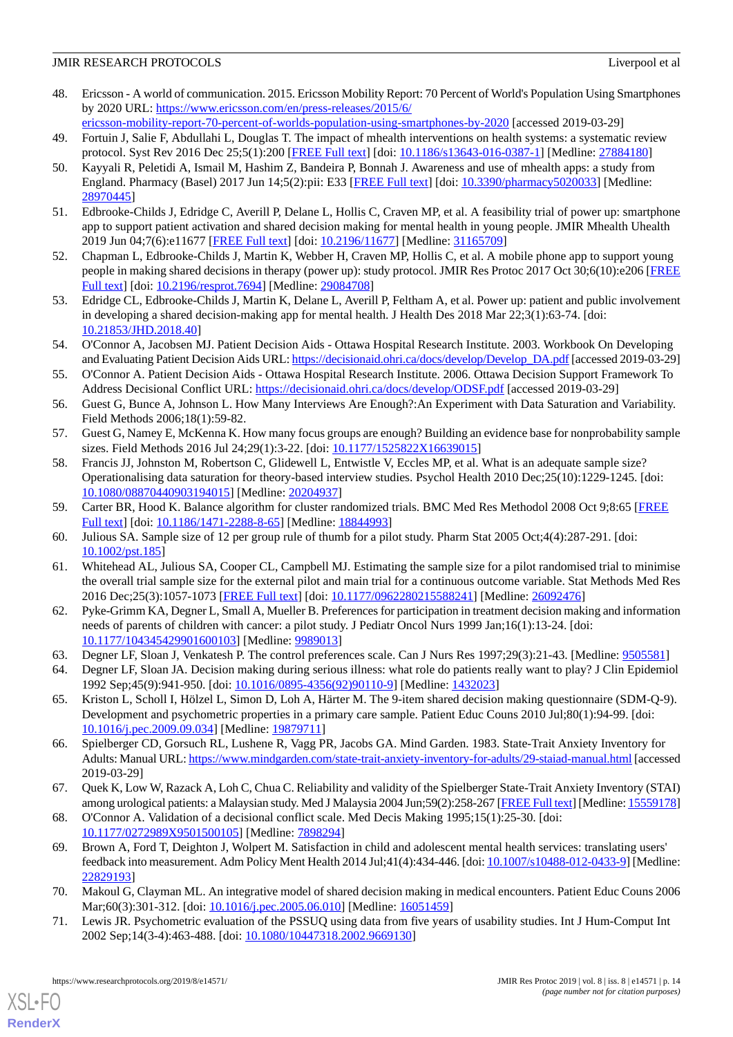48. Ericsson - A world of communication. 2015. Ericsson Mobility Report: 70 Percent of World's Population Using Smartphones by 2020 URL: [https://www.ericsson.com/en/press-releases/2015/6/ericsson-mobility-report-70-percent-of-worlds-population-using-smartphones-by-2020](https://www.ericsson.com/en/press-releases/2015/6/ericsson-mobility-report-70-percent-of-worlds-population-using-smartphones-by-2020) [accessed 2019-03-29]
49. Fortuin J, Salie F, Abdullahi L, Douglas T. The impact of mhealth interventions on health systems: a systematic review protocol. Syst Rev 2016 Dec 25;5(1):200 [FREE Full text] [doi: 10.1186/s13643-016-0387-1] [Medline: 27884180]
50. Kayyali R, Peletidi A, Ismail M, Hashim Z, Bandeira P, Bonnah J. Awareness and use of mhealth apps: a study from England. Pharmacy (Basel) 2017 Jun 14;5(2):pii: E33 [FREE Full text] [doi: 10.3390/pharmacy5020033] [Medline: 28970445]
51. Edbrooke-Childs J, Edridge C, Averill P, Delane L, Hollis C, Craven MP, et al. A feasibility trial of power up: smartphone app to support patient activation and shared decision making for mental health in young people. JMIR Mhealth Uhealth 2019 Jun 04;7(6):e11677 [FREE Full text] [doi: 10.2196/11677] [Medline: 31165709]
52. Chapman L, Edbrooke-Childs J, Martin K, Webber H, Craven MP, Hollis C, et al. A mobile phone app to support young people in making shared decisions in therapy (power up): study protocol. JMIR Res Protoc 2017 Oct 30;6(10):e206 [FREE Full text] [doi: 10.2196/resprot.7694] [Medline: 29084708]
53. Edridge CL, Edbrooke-Childs J, Martin K, Delane L, Averill P, Feltham A, et al. Power up: patient and public involvement in developing a shared decision-making app for mental health. J Health Des 2018 Mar 22;3(1):63-74. [doi: 10.21853/JHD.2018.40]
54. O'Connor A, Jacobsen MJ. Patient Decision Aids - Ottawa Hospital Research Institute. 2003. Workbook On Developing and Evaluating Patient Decision Aids URL: [https://decisionaid.ohri.ca/docs/develop/Develop_DA.pdf](https://decisionaid.ohri.ca/docs/develop/Develop_DA.pdf) [accessed 2019-03-29]
55. O'Connor A. Patient Decision Aids - Ottawa Hospital Research Institute. 2006. Ottawa Decision Support Framework To Address Decisional Conflict URL: [https://decisionaid.ohri.ca/docs/develop/ODSF.pdf](https://decisionaid.ohri.ca/docs/develop/ODSF.pdf) [accessed 2019-03-29]
56. Guest G, Bunce A, Johnson L. How Many Interviews Are Enough?:An Experiment with Data Saturation and Variability. Field Methods 2006;18(1):59-82.
57. Guest G, Namey E, McKenna K. How many focus groups are enough? Building an evidence base for nonprobability sample sizes. Field Methods 2016 Jul 24;29(1):3-22. [doi: 10.1177/1525822X16639015]
58. Francis JJ, Johnston M, Robertson C, Glidewell L, Entwistle V, Eccles MP, et al. What is an adequate sample size? Operationalising data saturation for theory-based interview studies. Psychol Health 2010 Dec;25(10):1229-1245. [doi: 10.1080/08870440903194015] [Medline: 20204937]
59. Carter BR, Hood K. Balance algorithm for cluster randomized trials. BMC Med Res Methodol 2008 Oct 9;8:65 [FREE Full text] [doi: 10.1186/1471-2288-8-65] [Medline: 18844993]
60. Julious SA. Sample size of 12 per group rule of thumb for a pilot study. Pharm Stat 2005 Oct;4(4):287-291. [doi: 10.1002/pst.185]
61. Whitehead AL, Julious SA, Cooper CL, Campbell MJ. Estimating the sample size for a pilot randomised trial to minimise the overall trial sample size for the external pilot and main trial for a continuous outcome variable. Stat Methods Med Res 2016 Dec;25(3):1057-1073 [FREE Full text] [doi: 10.1177/0962280215588241] [Medline: 26092476]
62. Pyke-Grimm KA, Degner L, Small A, Mueller B. Preferences for participation in treatment decision making and information needs of parents of children with cancer: a pilot study. J Pediatr Oncol Nurs 1999 Jan;16(1):13-24. [doi: 10.1177/104345429901600103] [Medline: 9989013]
63. Degner LF, Sloan J, Venkatesh P. The control preferences scale. Can J Nurs Res 1997;29(3):21-43. [Medline: 9505581]
64. Degner LF, Sloan JA. Decision making during serious illness: what role do patients really want to play? J Clin Epidemiol 1992 Sep;45(9):941-950. [doi: 10.1016/0895-4356(92)90110-9] [Medline: 1432023]
65. Kriston L, Scholl I, Hölzel L, Simon D, Loh A, Härter M. The 9-item shared decision making questionnaire (SDM-Q-9). Development and psychometric properties in a primary care sample. Patient Educ Couns 2010 Jul;80(1):94-99. [doi: 10.1016/j.pec.2009.09.034] [Medline: 19879711]
66. Spielberger CD, Gorsuch RL, Lushene R, Vagg PR, Jacobs GA. Mind Garden. 1983. State-Trait Anxiety Inventory for Adults: Manual URL: [https://www.mindgarden.com/state-trait-anxiety-inventory-for-adults/29-staiad-manual.html](https://www.mindgarden.com/state-trait-anxiety-inventory-for-adults/29-staiad-manual.html) [accessed 2019-03-29]
67. Quek K, Low W, Razack A, Loh C, Chua C. Reliability and validity of the Spielberger State-Trait Anxiety Inventory (STAI) among urological patients: a Malaysian study. Med J Malaysia 2004 Jun;59(2):258-267 [FREE Full text] [Medline: 15559178]
68. O'Connor A. Validation of a decisional conflict scale. Med Decis Making 1995;15(1):25-30. [doi: 10.1177/0272989X9501500105] [Medline: 7898294]
69. Brown A, Ford T, Deighton J, Wolpert M. Satisfaction in child and adolescent mental health services: translating users' feedback into measurement. Adm Policy Ment Health 2014 Jul;41(4):434-446. [doi: 10.1007/s10488-012-0433-9] [Medline: 22829193]
70. Makoul G, Clayman ML. An integrative model of shared decision making in medical encounters. Patient Educ Couns 2006 Mar;60(3):301-312. [doi: 10.1016/j.pec.2005.06.010] [Medline: 16051459]
71. Lewis JR. Psychometric evaluation of the PSSUQ using data from five years of usability studies. Int J Hum-Comput Int 2002 Sep;14(3-4):463-488. [doi: 10.1080/10447318.2002.9669130]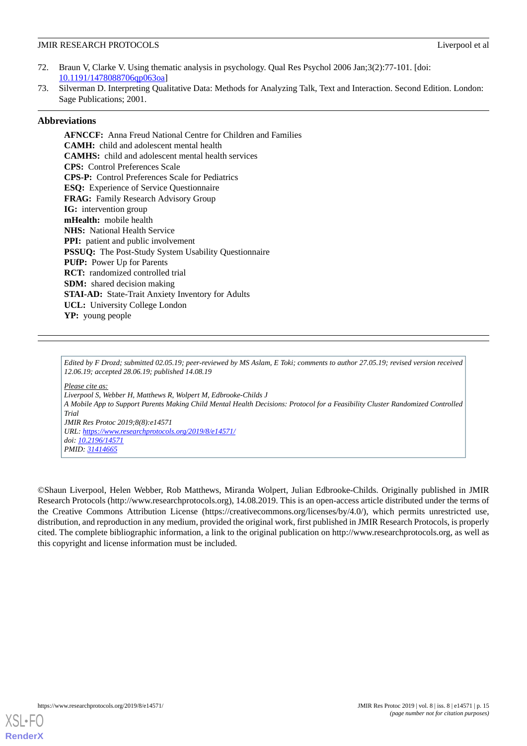72. Braun V, Clarke V. Using thematic analysis in psychology. Qual Res Psychol 2006 Jan;3(2):77-101. [doi: 10.1191/1478088706qp063oa]
73. Silverman D. Interpreting Qualitative Data: Methods for Analyzing Talk, Text and Interaction. Second Edition. London: Sage Publications; 2001.

## Abbreviations

**AFNCCF:** Anna Freud National Centre for Children and Families
**CAMH:** child and adolescent mental health
**CAMHS:** child and adolescent mental health services
**CPS:** Control Preferences Scale
**CPS-P:** Control Preferences Scale for Pediatrics
**ESQ:** Experience of Service Questionnaire
**FRAG:** Family Research Advisory Group
**IG:** intervention group
**mHealth:** mobile health
**NHS:** National Health Service
**PPI:** patient and public involvement
**PSSUQ:** The Post-Study System Usability Questionnaire
**PUfP:** Power Up for Parents
**RCT:** randomized controlled trial
**SDM:** shared decision making
**STAI-AD:** State-Trait Anxiety Inventory for Adults
**UCL:** University College London
**YP:** young people

*Edited by F Drozd; submitted 02.05.19; peer-reviewed by MS Aslam, E Toki; comments to author 27.05.19; revised version received 12.06.19; accepted 28.06.19; published 14.08.19*

*Please cite as:*
*Liverpool S, Webber H, Matthews R, Wolpert M, Edbrooke-Childs J*
*A Mobile App to Support Parents Making Child Mental Health Decisions: Protocol for a Feasibility Cluster Randomized Controlled Trial*
*JMIR Res Protoc 2019;8(8):e14571*
*URL: https://www.researchprotocols.org/2019/8/e14571/*
*doi: 10.2196/14571*
*PMID: 31414665*

©Shaun Liverpool, Helen Webber, Rob Matthews, Miranda Wolpert, Julian Edbrooke-Childs. Originally published in JMIR Research Protocols (http://www.researchprotocols.org), 14.08.2019. This is an open-access article distributed under the terms of the Creative Commons Attribution License (https://creativecommons.org/licenses/by/4.0/), which permits unrestricted use, distribution, and reproduction in any medium, provided the original work, first published in JMIR Research Protocols, is properly cited. The complete bibliographic information, a link to the original publication on http://www.researchprotocols.org, as well as this copyright and license information must be included.